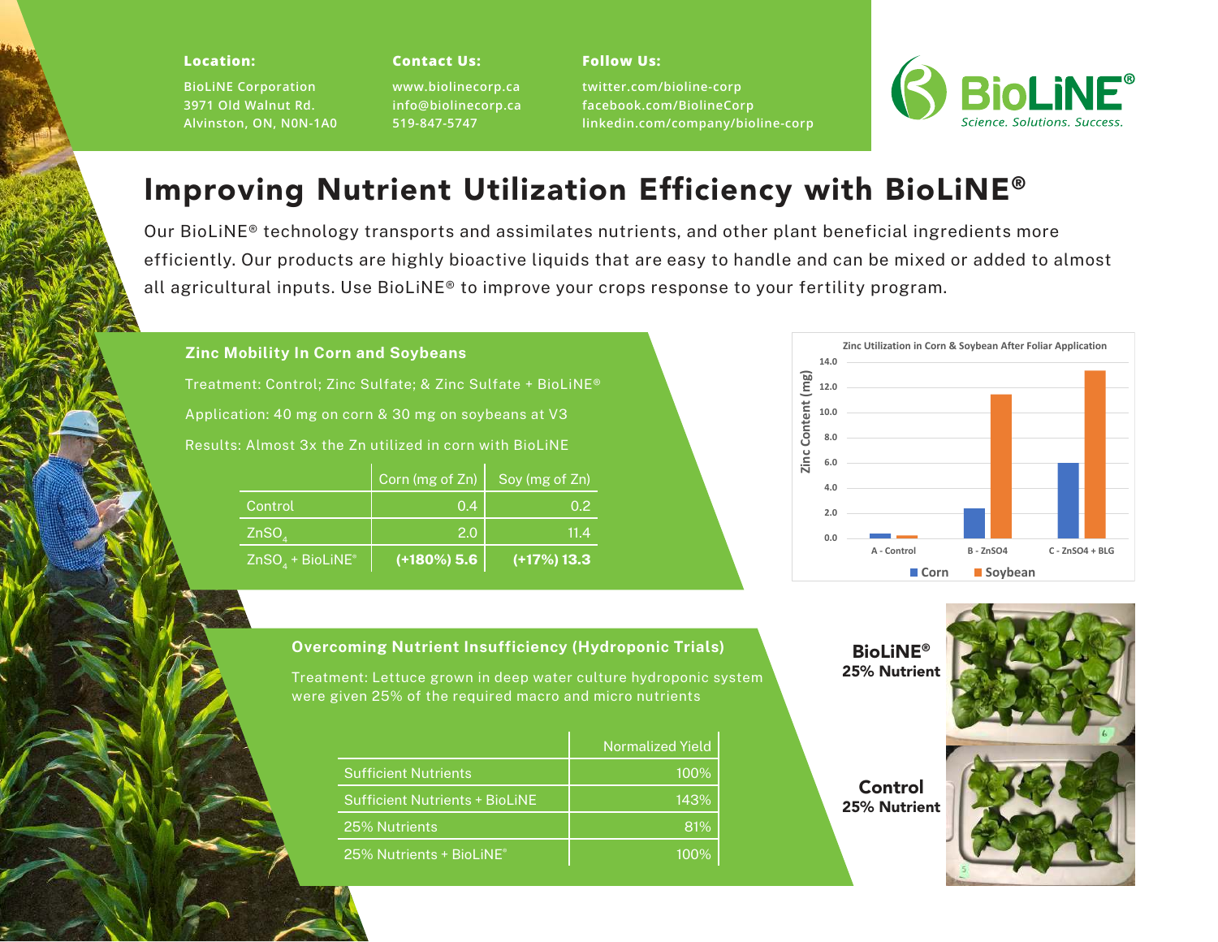**Location:**

BioLiNE Corporation
3971 Old Walnut Rd.
Alvinston, ON, N0N-1A0

**Contact Us:**

www.biolinecorp.ca
info@biolinecorp.ca
519-847-5747

**Follow Us:**

twitter.com/bioline-corp
facebook.com/BiolineCorp
linkedin.com/company/bioline-corp

BioLiNE®
*Science. Solutions. Success.*

# Improving Nutrient Utilization Efficiency with BioLiNE®

Our BioLiNE® technology transports and assimilates nutrients, and other plant beneficial ingredients more efficiently. Our products are highly bioactive liquids that are easy to handle and can be mixed or added to almost all agricultural inputs. Use BioLiNE® to improve your crops response to your fertility program.

## Zinc Mobility In Corn and Soybeans

Treatment: Control; Zinc Sulfate; & Zinc Sulfate + BioLiNE®

Application: 40 mg on corn & 30 mg on soybeans at V3

Results: Almost 3x the Zn utilized in corn with BioLiNE

| | Corn (mg of Zn) | Soy (mg of Zn) |
|---|---|---|
| Control | 0.4 | 0.2 |
| $ZnSO_4$ | 2.0 | 11.4 |
| $ZnSO_4$ + BioLiNE® | **(+180%) 5.6** | **(+17%) 13.3** |

Zinc Utilization in Corn & Soybean After Foliar Application

| | Corn | Soybean |
|---|---|---|
| A - Control | 0.4 | 0.2 |
| B - ZnSO4 | 2.4 | 11.4 |
| C - ZnSO4 + BLG | 6.0 | 13.3 |

## Overcoming Nutrient Insufficiency (Hydroponic Trials)

Treatment: Lettuce grown in deep water culture hydroponic system were given 25% of the required macro and micro nutrients

| | Normalized Yield |
|---|---|
| Sufficient Nutrients | 100% |
| Sufficient Nutrients + BioLiNE | 143% |
| 25% Nutrients | 81% |
| 25% Nutrients + BioLiNE® | 100% |

**BioLiNE®**
**25% Nutrient**

**Control**
**25% Nutrient**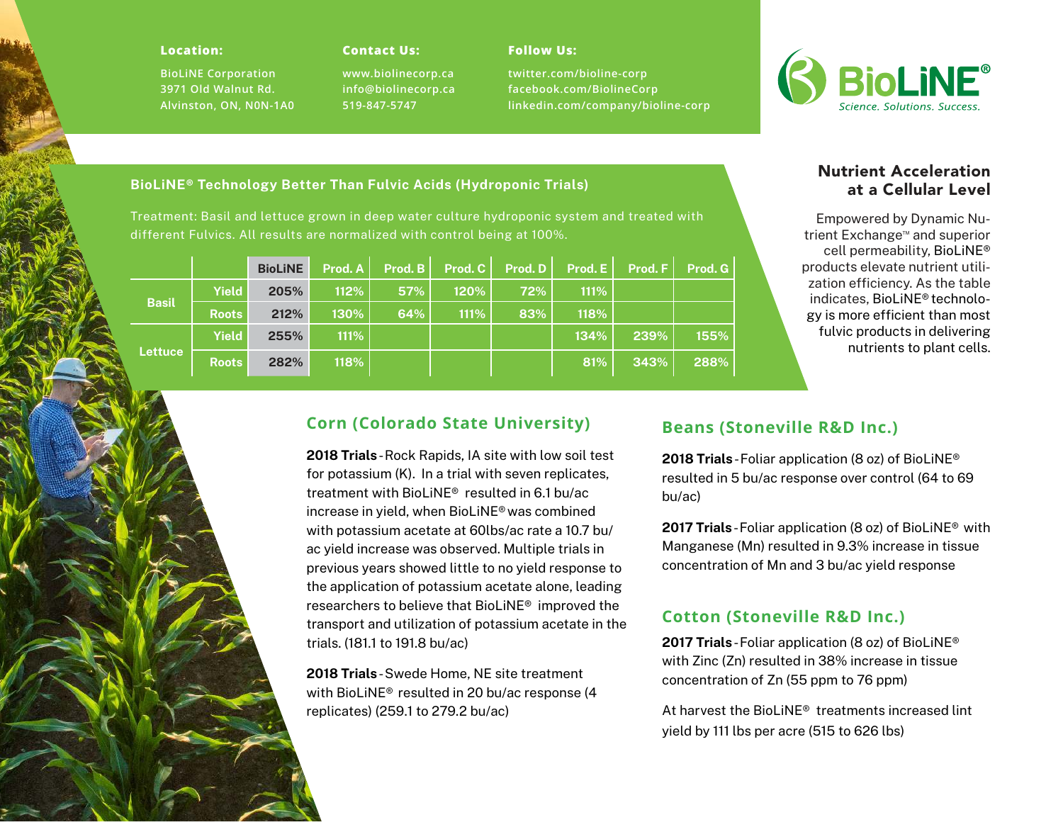**Location:**

BioLiNE Corporation
3971 Old Walnut Rd.
Alvinston, ON, N0N-1A0

**Contact Us:**

www.biolinecorp.ca
info@biolinecorp.ca
519-847-5747

**Follow Us:**

twitter.com/bioline-corp
facebook.com/BiolineCorp
linkedin.com/company/bioline-corp

BioLiNE®
*Science. Solutions. Success.*

## BioLiNE® Technology Better Than Fulvic Acids (Hydroponic Trials)

Treatment: Basil and lettuce grown in deep water culture hydroponic system and treated with different Fulvics. All results are normalized with control being at 100%.

| | | BioLiNE | Prod. A | Prod. B | Prod. C | Prod. D | Prod. E | Prod. F | Prod. G |
|---|---|---|---|---|---|---|---|---|---|
| Basil | Yield | 205% | 112% | 57% | 120% | 72% | 111% | | |
| | Roots | 212% | 130% | 64% | 111% | 83% | 118% | | |
| Lettuce | Yield | 255% | 111% | | | | 134% | 239% | 155% |
| | Roots | 282% | 118% | | | | 81% | 343% | 288% |

## Nutrient Acceleration at a Cellular Level

Empowered by Dynamic Nutrient Exchange™ and superior cell permeability, BioLiNE® products elevate nutrient utilization efficiency. As the table indicates, BioLiNE® technology is more efficient than most fulvic products in delivering nutrients to plant cells.

## Corn (Colorado State University)

**2018 Trials** - Rock Rapids, IA site with low soil test for potassium (K). In a trial with seven replicates, treatment with BioLiNE® resulted in 6.1 bu/ac increase in yield, when BioLiNE® was combined with potassium acetate at 60lbs/ac rate a 10.7 bu/ac yield increase was observed. Multiple trials in previous years showed little to no yield response to the application of potassium acetate alone, leading researchers to believe that BioLiNE® improved the transport and utilization of potassium acetate in the trials. (181.1 to 191.8 bu/ac)

**2018 Trials** - Swede Home, NE site treatment with BioLiNE® resulted in 20 bu/ac response (4 replicates) (259.1 to 279.2 bu/ac)

## Beans (Stoneville R&D Inc.)

**2018 Trials** - Foliar application (8 oz) of BioLiNE® resulted in 5 bu/ac response over control (64 to 69 bu/ac)

**2017 Trials** - Foliar application (8 oz) of BioLiNE® with Manganese (Mn) resulted in 9.3% increase in tissue concentration of Mn and 3 bu/ac yield response

## Cotton (Stoneville R&D Inc.)

**2017 Trials** - Foliar application (8 oz) of BioLiNE® with Zinc (Zn) resulted in 38% increase in tissue concentration of Zn (55 ppm to 76 ppm)

At harvest the BioLiNE® treatments increased lint yield by 111 lbs per acre (515 to 626 lbs)